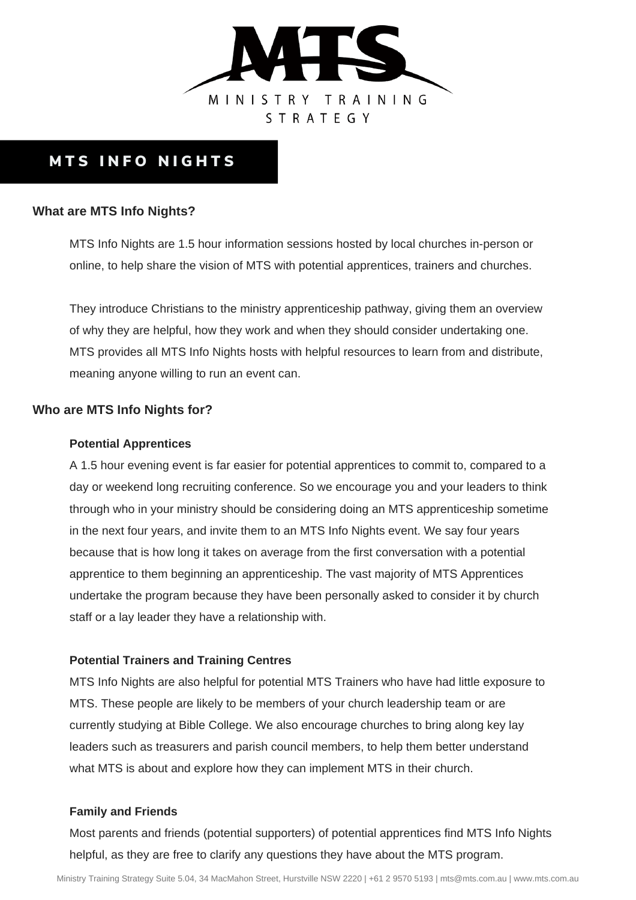# MTS INFO NIGHTS

## What are MTS Info Nights?

MTS Info Nights are 1.5 hour information sessions hosted by local churches in-person or online, to help share the vision of MTS with potential apprentices, trainers and churches.

They introduce Christians to the ministry apprenticeship pathway, giving them an overview of why they are helpful, how they work and when they should consider undertaking one. MTS provides all MTS Info Nights hosts with helpful resources to learn from and distribute, meaning anyone willing to run an event can.

## Who are MTS Info Nights for?

### Potential Apprentices

A 1.5 hour evening event is far easier for potential apprentices to commit to, compared to a day or weekend long recruiting conference. So we encourage you and your leaders to think through who in your ministry should be considering doing an MTS apprenticeship sometime in the next four years, and invite them to an MTS Info Nights event. We say four years because that is how long it takes on average from the first conversation with a potential apprentice to them beginning an apprenticeship. The vast majority of MTS Apprentices undertake the program because they have been personally asked to consider it by church staff or a lay leader they have a relationship with.

### Potential Trainers and Training Centres

MTS Info Nights are also helpful for potential MTS Trainers who have had little exposure to MTS. These people are likely to be members of your church leadership team or are currently studying at Bible College. We also encourage churches to bring along key lay leaders such as treasurers and parish council members, to help them better understand what MTS is about and explore how they can implement MTS in their church.

### Family and Friends

Most parents and friends (potential supporters) of potential apprentices find MTS Info Nights helpful, as they are free to clarify any questions they have about the MTS program.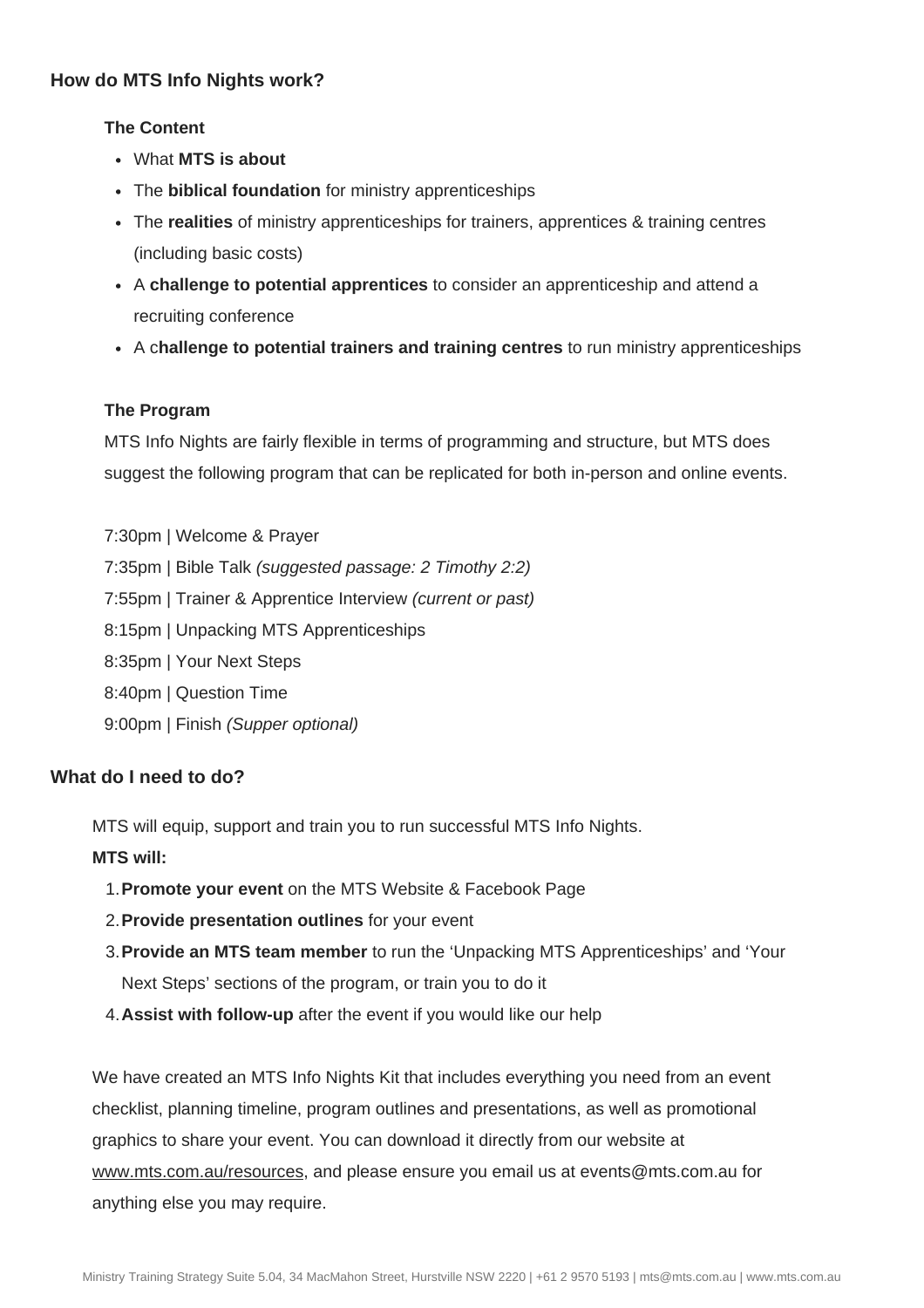## How do MTS Info Nights work?

### The Content

- What **MTS is about**
- The **biblical foundation** for ministry apprenticeships
- The **realities** of ministry apprenticeships for trainers, apprentices & training centres (including basic costs)
- A **challenge to potential apprentices** to consider an apprenticeship and attend a recruiting conference
- A c**hallenge to potential trainers and training centres** to run ministry apprenticeships

### The Program

MTS Info Nights are fairly flexible in terms of programming and structure, but MTS does suggest the following program that can be replicated for both in-person and online events.

7:30pm | Welcome & Prayer
7:35pm | Bible Talk *(suggested passage: 2 Timothy 2:2)*
7:55pm | Trainer & Apprentice Interview *(current or past)*
8:15pm | Unpacking MTS Apprenticeships
8:35pm | Your Next Steps
8:40pm | Question Time
9:00pm | Finish *(Supper optional)*

## What do I need to do?

MTS will equip, support and train you to run successful MTS Info Nights.

**MTS will:**

1. **Promote your event** on the MTS Website & Facebook Page
2. **Provide presentation outlines** for your event
3. **Provide an MTS team member** to run the 'Unpacking MTS Apprenticeships' and 'Your Next Steps' sections of the program, or train you to do it
4. **Assist with follow-up** after the event if you would like our help

We have created an MTS Info Nights Kit that includes everything you need from an event checklist, planning timeline, program outlines and presentations, as well as promotional graphics to share your event. You can download it directly from our website at www.mts.com.au/resources, and please ensure you email us at events@mts.com.au for anything else you may require.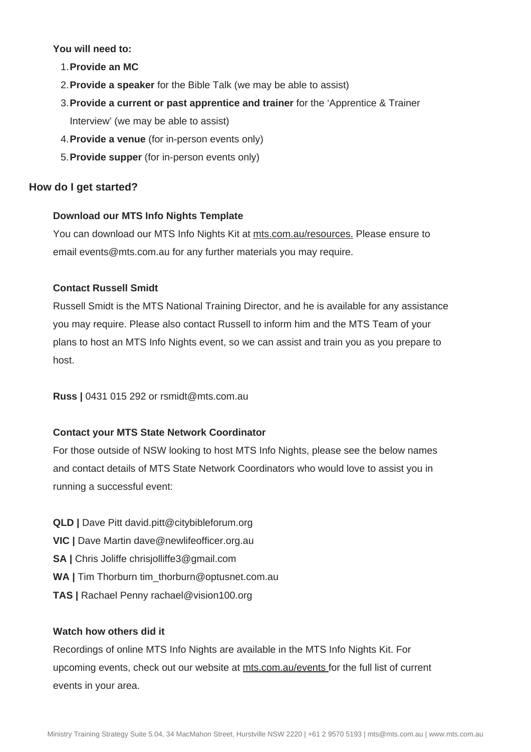**You will need to:**

1. **Provide an MC**
2. **Provide a speaker** for the Bible Talk (we may be able to assist)
3. **Provide a current or past apprentice and trainer** for the 'Apprentice & Trainer Interview' (we may be able to assist)
4. **Provide a venue** (for in-person events only)
5. **Provide supper** (for in-person events only)

## How do I get started?

### Download our MTS Info Nights Template

You can download our MTS Info Nights Kit at mts.com.au/resources. Please ensure to email events@mts.com.au for any further materials you may require.

### Contact Russell Smidt

Russell Smidt is the MTS National Training Director, and he is available for any assistance you may require. Please also contact Russell to inform him and the MTS Team of your plans to host an MTS Info Nights event, so we can assist and train you as you prepare to host.

**Russ |** 0431 015 292 or rsmidt@mts.com.au

### Contact your MTS State Network Coordinator

For those outside of NSW looking to host MTS Info Nights, please see the below names and contact details of MTS State Network Coordinators who would love to assist you in running a successful event:

**QLD |** Dave Pitt david.pitt@citybibleforum.org
**VIC |** Dave Martin dave@newlifeofficer.org.au
**SA |** Chris Joliffe chrisjolliffe3@gmail.com
**WA |** Tim Thorburn tim_thorburn@optusnet.com.au
**TAS |** Rachael Penny rachael@vision100.org

### Watch how others did it

Recordings of online MTS Info Nights are available in the MTS Info Nights Kit. For upcoming events, check out our website at mts.com.au/events for the full list of current events in your area.